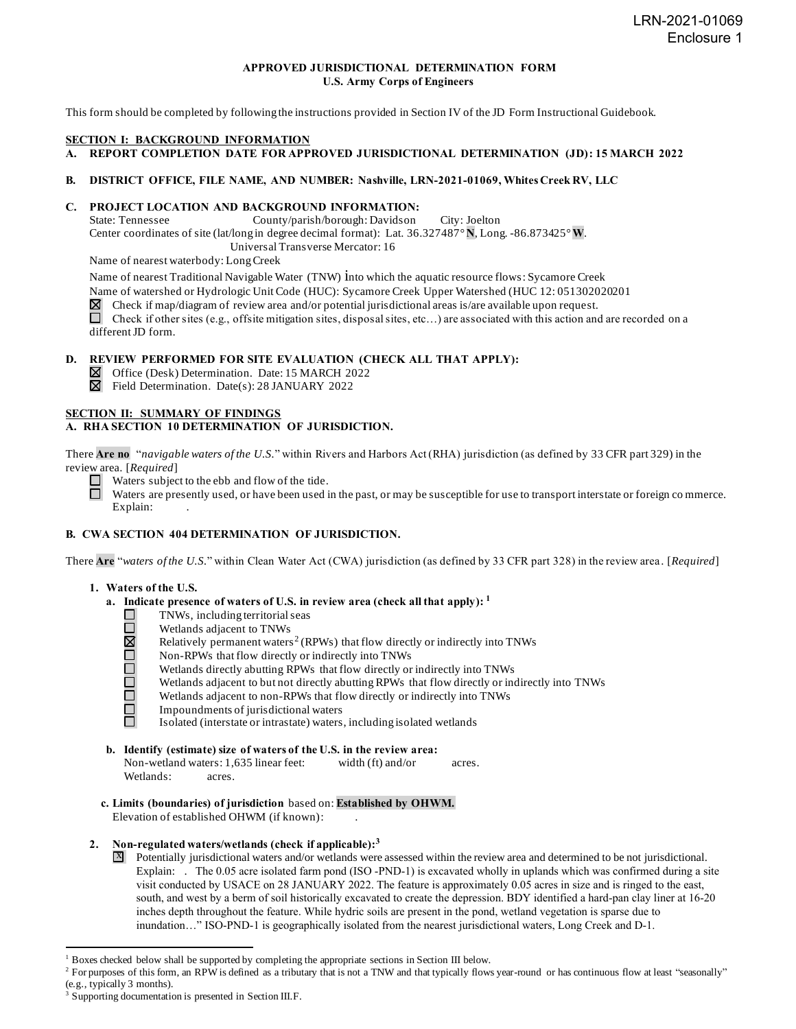LRN-2021-01069
Enclosure 1

# APPROVED JURISDICTIONAL DETERMINATION FORM
## U.S. Army Corps of Engineers

This form should be completed by following the instructions provided in Section IV of the JD Form Instructional Guidebook.

## SECTION I: BACKGROUND INFORMATION

**A. REPORT COMPLETION DATE FOR APPROVED JURISDICTIONAL DETERMINATION (JD): 15 MARCH 2022**

**B. DISTRICT OFFICE, FILE NAME, AND NUMBER: Nashville, LRN-2021-01069, Whites Creek RV, LLC**

**C. PROJECT LOCATION AND BACKGROUND INFORMATION:**

State: Tennessee County/parish/borough: Davidson City: Joelton
Center coordinates of site (lat/long in degree decimal format): Lat. 36.327487° **N**, Long. -86.873425° **W**.
Universal Transverse Mercator: 16
Name of nearest waterbody: Long Creek
Name of nearest Traditional Navigable Water (TNW) into which the aquatic resource flows: Sycamore Creek
Name of watershed or Hydrologic Unit Code (HUC): Sycamore Creek Upper Watershed (HUC 12: 051302020201

☒ Check if map/diagram of review area and/or potential jurisdictional areas is/are available upon request.
☐ Check if other sites (e.g., offsite mitigation sites, disposal sites, etc…) are associated with this action and are recorded on a different JD form.

**D. REVIEW PERFORMED FOR SITE EVALUATION (CHECK ALL THAT APPLY):**

☒ Office (Desk) Determination. Date: 15 MARCH 2022
☒ Field Determination. Date(s): 28 JANUARY 2022

## SECTION II: SUMMARY OF FINDINGS

**A. RHA SECTION 10 DETERMINATION OF JURISDICTION.**

There **Are no** "*navigable waters of the U.S.*" within Rivers and Harbors Act (RHA) jurisdiction (as defined by 33 CFR part 329) in the review area. [*Required*]

☐ Waters subject to the ebb and flow of the tide.
☐ Waters are presently used, or have been used in the past, or may be susceptible for use to transport interstate or foreign commerce. Explain: .

**B. CWA SECTION 404 DETERMINATION OF JURISDICTION.**

There **Are** "*waters of the U.S.*" within Clean Water Act (CWA) jurisdiction (as defined by 33 CFR part 328) in the review area. [*Required*]

**1. Waters of the U.S.**

**a. Indicate presence of waters of U.S. in review area (check all that apply):** [1]

☐ TNWs, including territorial seas
☐ Wetlands adjacent to TNWs
☒ Relatively permanent waters[2] (RPWs) that flow directly or indirectly into TNWs
☐ Non-RPWs that flow directly or indirectly into TNWs
☐ Wetlands directly abutting RPWs that flow directly or indirectly into TNWs
☐ Wetlands adjacent to but not directly abutting RPWs that flow directly or indirectly into TNWs
☐ Wetlands adjacent to non-RPWs that flow directly or indirectly into TNWs
☐ Impoundments of jurisdictional waters
☐ Isolated (interstate or intrastate) waters, including isolated wetlands

**b. Identify (estimate) size of waters of the U.S. in the review area:**

Non-wetland waters: 1,635 linear feet: width (ft) and/or acres.
Wetlands: acres.

**c. Limits (boundaries) of jurisdiction** based on: **Established by OHWM.**
Elevation of established OHWM (if known): .

**2. Non-regulated waters/wetlands (check if applicable):**[3]

☒ Potentially jurisdictional waters and/or wetlands were assessed within the review area and determined to be not jurisdictional. Explain: . The 0.05 acre isolated farm pond (ISO -PND-1) is excavated wholly in uplands which was confirmed during a site visit conducted by USACE on 28 JANUARY 2022. The feature is approximately 0.05 acres in size and is ringed to the east, south, and west by a berm of soil historically excavated to create the depression. BDY identified a hard-pan clay liner at 16-20 inches depth throughout the feature. While hydric soils are present in the pond, wetland vegetation is sparse due to inundation…" ISO-PND-1 is geographically isolated from the nearest jurisdictional waters, Long Creek and D-1.

---

[1] Boxes checked below shall be supported by completing the appropriate sections in Section III below.
[2] For purposes of this form, an RPW is defined as a tributary that is not a TNW and that typically flows year-round or has continuous flow at least "seasonally" (e.g., typically 3 months).
[3] Supporting documentation is presented in Section III.F.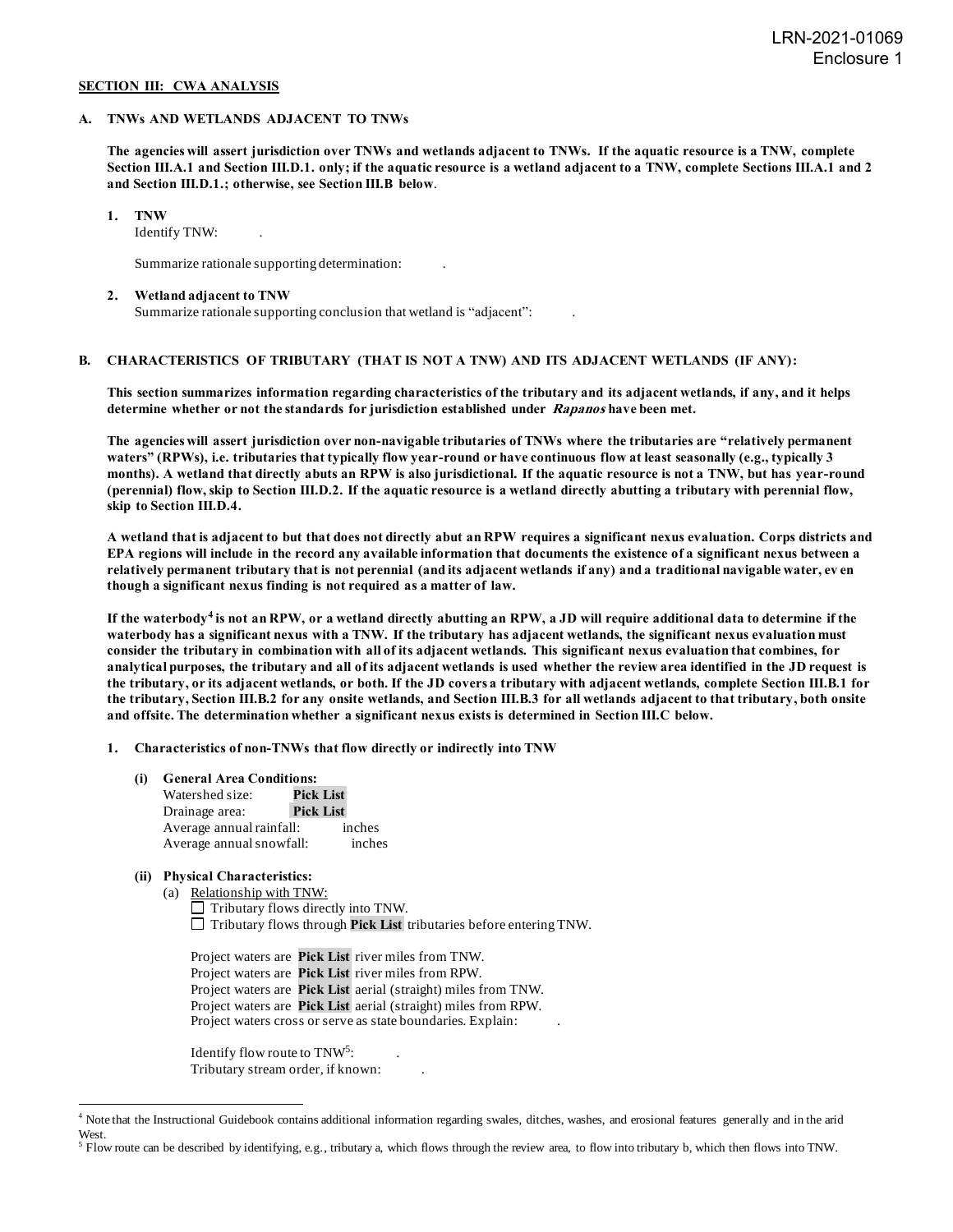## SECTION III: CWA ANALYSIS

### A. TNWs AND WETLANDS ADJACENT TO TNWs

**The agencies will assert jurisdiction over TNWs and wetlands adjacent to TNWs. If the aquatic resource is a TNW, complete Section III.A.1 and Section III.D.1. only; if the aquatic resource is a wetland adjacent to a TNW, complete Sections III.A.1 and 2 and Section III.D.1.; otherwise, see Section III.B below**.

1. **TNW**
   Identify TNW: .

   Summarize rationale supporting determination: .

2. **Wetland adjacent to TNW**
   Summarize rationale supporting conclusion that wetland is "adjacent": .

### B. CHARACTERISTICS OF TRIBUTARY (THAT IS NOT A TNW) AND ITS ADJACENT WETLANDS (IF ANY):

**This section summarizes information regarding characteristics of the tributary and its adjacent wetlands, if any, and it helps determine whether or not the standards for jurisdiction established under *Rapanos* have been met.**

**The agencies will assert jurisdiction over non-navigable tributaries of TNWs where the tributaries are "relatively permanent waters" (RPWs), i.e. tributaries that typically flow year-round or have continuous flow at least seasonally (e.g., typically 3 months). A wetland that directly abuts an RPW is also jurisdictional. If the aquatic resource is not a TNW, but has year-round (perennial) flow, skip to Section III.D.2. If the aquatic resource is a wetland directly abutting a tributary with perennial flow, skip to Section III.D.4.**

**A wetland that is adjacent to but that does not directly abut an RPW requires a significant nexus evaluation. Corps districts and EPA regions will include in the record any available information that documents the existence of a significant nexus between a relatively permanent tributary that is not perennial (and its adjacent wetlands if any) and a traditional navigable water, even though a significant nexus finding is not required as a matter of law.**

**If the waterbody[4] is not an RPW, or a wetland directly abutting an RPW, a JD will require additional data to determine if the waterbody has a significant nexus with a TNW. If the tributary has adjacent wetlands, the significant nexus evaluation must consider the tributary in combination with all of its adjacent wetlands. This significant nexus evaluation that combines, for analytical purposes, the tributary and all of its adjacent wetlands is used whether the review area identified in the JD request is the tributary, or its adjacent wetlands, or both. If the JD covers a tributary with adjacent wetlands, complete Section III.B.1 for the tributary, Section III.B.2 for any onsite wetlands, and Section III.B.3 for all wetlands adjacent to that tributary, both onsite and offsite. The determination whether a significant nexus exists is determined in Section III.C below.**

1. **Characteristics of non-TNWs that flow directly or indirectly into TNW**

   **(i) General Area Conditions:**
   Watershed size: **Pick List**
   Drainage area: **Pick List**
   Average annual rainfall: inches
   Average annual snowfall: inches

   **(ii) Physical Characteristics:**
   (a) Relationship with TNW:
   ☐ Tributary flows directly into TNW.
   ☐ Tributary flows through **Pick List** tributaries before entering TNW.

   Project waters are **Pick List** river miles from TNW.
   Project waters are **Pick List** river miles from RPW.
   Project waters are **Pick List** aerial (straight) miles from TNW.
   Project waters are **Pick List** aerial (straight) miles from RPW.
   Project waters cross or serve as state boundaries. Explain: .

   Identify flow route to TNW[5]: .
   Tributary stream order, if known: .

---

[4] Note that the Instructional Guidebook contains additional information regarding swales, ditches, washes, and erosional features generally and in the arid West.

[5] Flow route can be described by identifying, e.g., tributary a, which flows through the review area, to flow into tributary b, which then flows into TNW.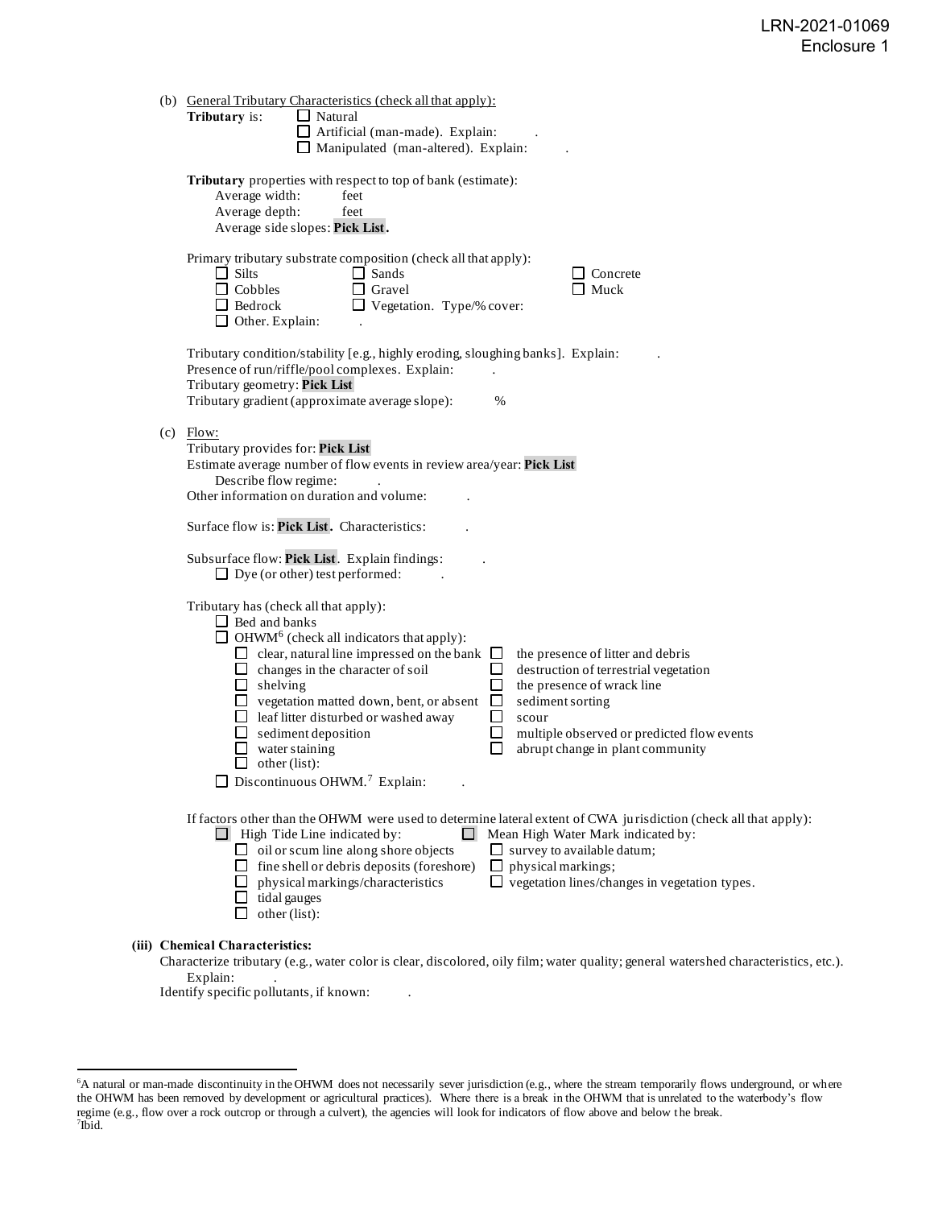LRN-2021-01069
Enclosure 1

(b) General Tributary Characteristics (check all that apply):

**Tributary** is: ☐ Natural
☐ Artificial (man-made). Explain: .
☐ Manipulated (man-altered). Explain: .

**Tributary** properties with respect to top of bank (estimate):
Average width: feet
Average depth: feet
Average side slopes: **Pick List.**

Primary tributary substrate composition (check all that apply):

☐ Silts ☐ Sands ☐ Concrete
☐ Cobbles ☐ Gravel ☐ Muck
☐ Bedrock ☐ Vegetation. Type/% cover:
☐ Other. Explain: .

Tributary condition/stability [e.g., highly eroding, sloughing banks]. Explain: .
Presence of run/riffle/pool complexes. Explain: .
Tributary geometry: **Pick List**
Tributary gradient (approximate average slope): %

(c) Flow:

Tributary provides for: **Pick List**
Estimate average number of flow events in review area/year: **Pick List**
Describe flow regime: .
Other information on duration and volume: .

Surface flow is: **Pick List.** Characteristics: .

Subsurface flow: **Pick List**. Explain findings: .
☐ Dye (or other) test performed: .

Tributary has (check all that apply):

☐ Bed and banks
☐ OHWM[6] (check all indicators that apply):
- ☐ clear, natural line impressed on the bank
- ☐ changes in the character of soil
- ☐ shelving
- ☐ vegetation matted down, bent, or absent
- ☐ leaf litter disturbed or washed away
- ☐ sediment deposition
- ☐ water staining
- ☐ other (list):
- ☐ the presence of litter and debris
- ☐ destruction of terrestrial vegetation
- ☐ the presence of wrack line
- ☐ sediment sorting
- ☐ scour
- ☐ multiple observed or predicted flow events
- ☐ abrupt change in plant community

☐ Discontinuous OHWM.[7] Explain: .

If factors other than the OHWM were used to determine lateral extent of CWA jurisdiction (check all that apply):

☐ High Tide Line indicated by:
- ☐ oil or scum line along shore objects
- ☐ fine shell or debris deposits (foreshore)
- ☐ physical markings/characteristics
- ☐ tidal gauges
- ☐ other (list):

☐ Mean High Water Mark indicated by:
- ☐ survey to available datum;
- ☐ physical markings;
- ☐ vegetation lines/changes in vegetation types.

**(iii) Chemical Characteristics:**

Characterize tributary (e.g., water color is clear, discolored, oily film; water quality; general watershed characteristics, etc.).
Explain: .
Identify specific pollutants, if known: .

---

[6]A natural or man-made discontinuity in the OHWM does not necessarily sever jurisdiction (e.g., where the stream temporarily flows underground, or where the OHWM has been removed by development or agricultural practices). Where there is a break in the OHWM that is unrelated to the waterbody's flow regime (e.g., flow over a rock outcrop or through a culvert), the agencies will look for indicators of flow above and below the break.
[7]Ibid.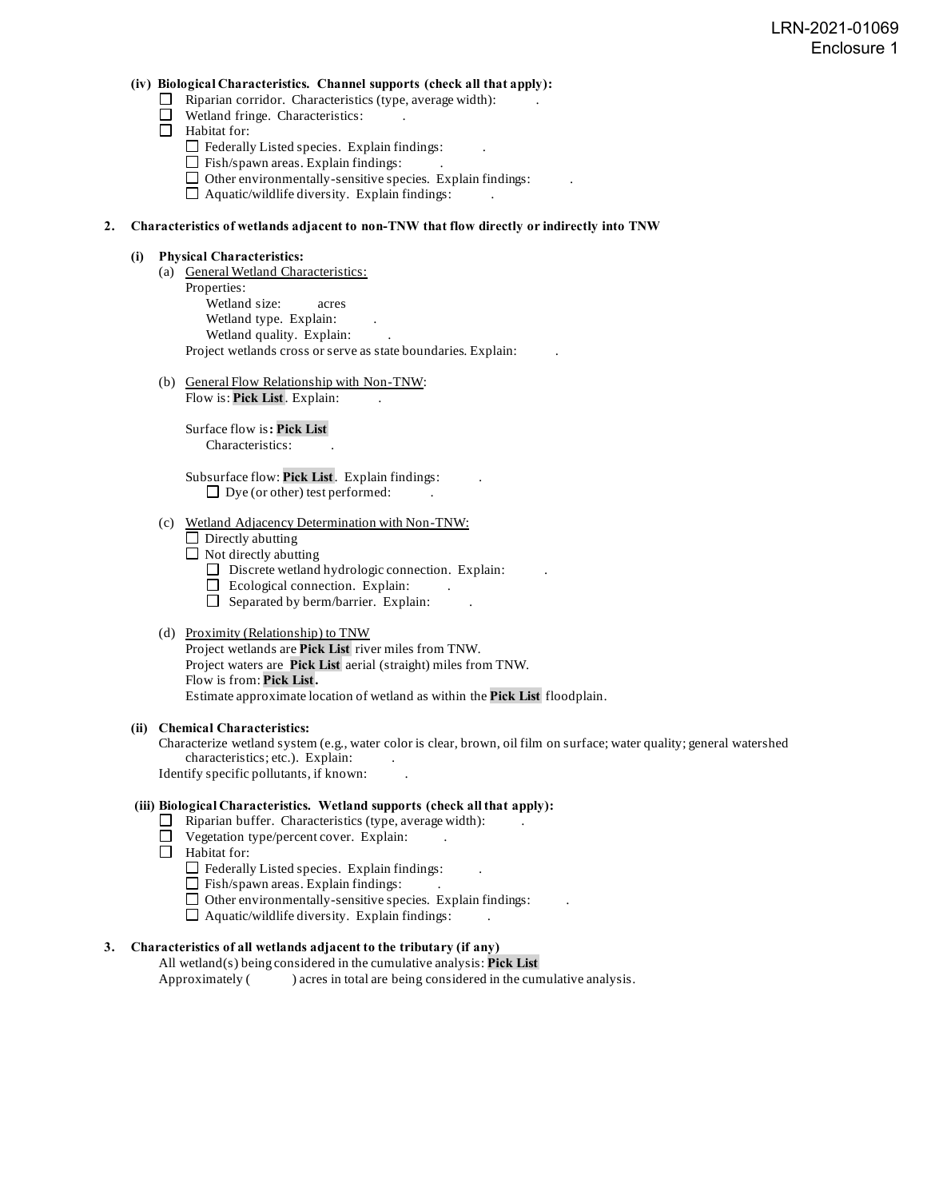**(iv) Biological Characteristics. Channel supports (check all that apply):**

- ☐ Riparian corridor. Characteristics (type, average width): .
- ☐ Wetland fringe. Characteristics: .
- ☐ Habitat for:
  - ☐ Federally Listed species. Explain findings: .
  - ☐ Fish/spawn areas. Explain findings: .
  - ☐ Other environmentally-sensitive species. Explain findings: .
  - ☐ Aquatic/wildlife diversity. Explain findings: .

**2. Characteristics of wetlands adjacent to non-TNW that flow directly or indirectly into TNW**

**(i) Physical Characteristics:**

(a) General Wetland Characteristics:

Properties:

Wetland size: acres

Wetland type. Explain: .

Wetland quality. Explain: .

Project wetlands cross or serve as state boundaries. Explain: .

(b) General Flow Relationship with Non-TNW:

Flow is: **Pick List**. Explain: .

Surface flow is**: Pick List**

Characteristics: .

Subsurface flow: **Pick List**. Explain findings: .

☐ Dye (or other) test performed: .

(c) Wetland Adjacency Determination with Non-TNW:

- ☐ Directly abutting
- ☐ Not directly abutting
  - ☐ Discrete wetland hydrologic connection. Explain: .
  - ☐ Ecological connection. Explain: .
  - ☐ Separated by berm/barrier. Explain: .

(d) Proximity (Relationship) to TNW

Project wetlands are **Pick List** river miles from TNW.

Project waters are **Pick List** aerial (straight) miles from TNW.

Flow is from: **Pick List.**

Estimate approximate location of wetland as within the **Pick List** floodplain.

**(ii) Chemical Characteristics:**

Characterize wetland system (e.g., water color is clear, brown, oil film on surface; water quality; general watershed characteristics; etc.). Explain: .

Identify specific pollutants, if known: .

**(iii) Biological Characteristics. Wetland supports (check all that apply):**

- ☐ Riparian buffer. Characteristics (type, average width): .
- ☐ Vegetation type/percent cover. Explain: .
- ☐ Habitat for:
  - ☐ Federally Listed species. Explain findings: .
  - ☐ Fish/spawn areas. Explain findings: .
  - ☐ Other environmentally-sensitive species. Explain findings: .
  - ☐ Aquatic/wildlife diversity. Explain findings: .

**3. Characteristics of all wetlands adjacent to the tributary (if any)**

All wetland(s) being considered in the cumulative analysis: **Pick List**

Approximately ( ) acres in total are being considered in the cumulative analysis.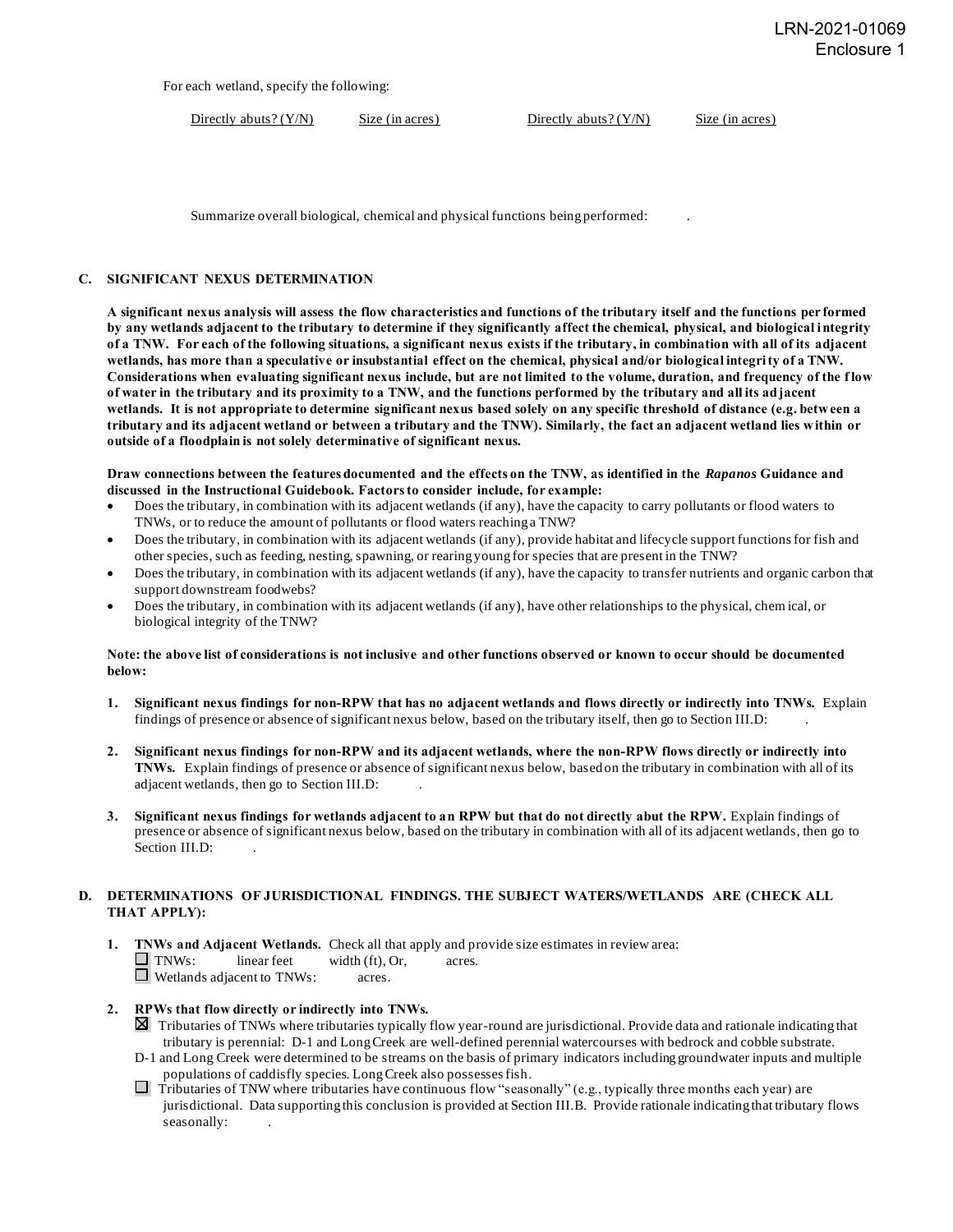For each wetland, specify the following:

| Directly abuts? (Y/N) | Size (in acres) | Directly abuts? (Y/N) | Size (in acres) |
|---|---|---|---|

Summarize overall biological, chemical and physical functions being performed: .

## C. SIGNIFICANT NEXUS DETERMINATION

**A significant nexus analysis will assess the flow characteristics and functions of the tributary itself and the functions performed by any wetlands adjacent to the tributary to determine if they significantly affect the chemical, physical, and biological integrity of a TNW. For each of the following situations, a significant nexus exists if the tributary, in combination with all of its adjacent wetlands, has more than a speculative or insubstantial effect on the chemical, physical and/or biological integrity of a TNW. Considerations when evaluating significant nexus include, but are not limited to the volume, duration, and frequency of the flow of water in the tributary and its proximity to a TNW, and the functions performed by the tributary and all its adjacent wetlands. It is not appropriate to determine significant nexus based solely on any specific threshold of distance (e.g. between a tributary and its adjacent wetland or between a tributary and the TNW). Similarly, the fact an adjacent wetland lies within or outside of a floodplain is not solely determinative of significant nexus.**

**Draw connections between the features documented and the effects on the TNW, as identified in the *Rapanos* Guidance and discussed in the Instructional Guidebook. Factors to consider include, for example:**

- Does the tributary, in combination with its adjacent wetlands (if any), have the capacity to carry pollutants or flood waters to TNWs, or to reduce the amount of pollutants or flood waters reaching a TNW?
- Does the tributary, in combination with its adjacent wetlands (if any), provide habitat and lifecycle support functions for fish and other species, such as feeding, nesting, spawning, or rearing young for species that are present in the TNW?
- Does the tributary, in combination with its adjacent wetlands (if any), have the capacity to transfer nutrients and organic carbon that support downstream foodwebs?
- Does the tributary, in combination with its adjacent wetlands (if any), have other relationships to the physical, chemical, or biological integrity of the TNW?

**Note: the above list of considerations is not inclusive and other functions observed or known to occur should be documented below:**

1. **Significant nexus findings for non-RPW that has no adjacent wetlands and flows directly or indirectly into TNWs.** Explain findings of presence or absence of significant nexus below, based on the tributary itself, then go to Section III.D: .

2. **Significant nexus findings for non-RPW and its adjacent wetlands, where the non-RPW flows directly or indirectly into TNWs.** Explain findings of presence or absence of significant nexus below, based on the tributary in combination with all of its adjacent wetlands, then go to Section III.D: .

3. **Significant nexus findings for wetlands adjacent to an RPW but that do not directly abut the RPW.** Explain findings of presence or absence of significant nexus below, based on the tributary in combination with all of its adjacent wetlands, then go to Section III.D: .

## D. DETERMINATIONS OF JURISDICTIONAL FINDINGS. THE SUBJECT WATERS/WETLANDS ARE (CHECK ALL THAT APPLY):

1. **TNWs and Adjacent Wetlands.** Check all that apply and provide size estimates in review area:
   - ☐ TNWs: linear feet width (ft), Or, acres.
   - ☐ Wetlands adjacent to TNWs: acres.

2. **RPWs that flow directly or indirectly into TNWs.**
   - ☒ Tributaries of TNWs where tributaries typically flow year-round are jurisdictional. Provide data and rationale indicating that tributary is perennial: D-1 and Long Creek are well-defined perennial watercourses with bedrock and cobble substrate.
   D-1 and Long Creek were determined to be streams on the basis of primary indicators including groundwater inputs and multiple populations of caddisfly species. Long Creek also possesses fish.
   - ☐ Tributaries of TNW where tributaries have continuous flow "seasonally" (e.g., typically three months each year) are jurisdictional. Data supporting this conclusion is provided at Section III.B. Provide rationale indicating that tributary flows seasonally: .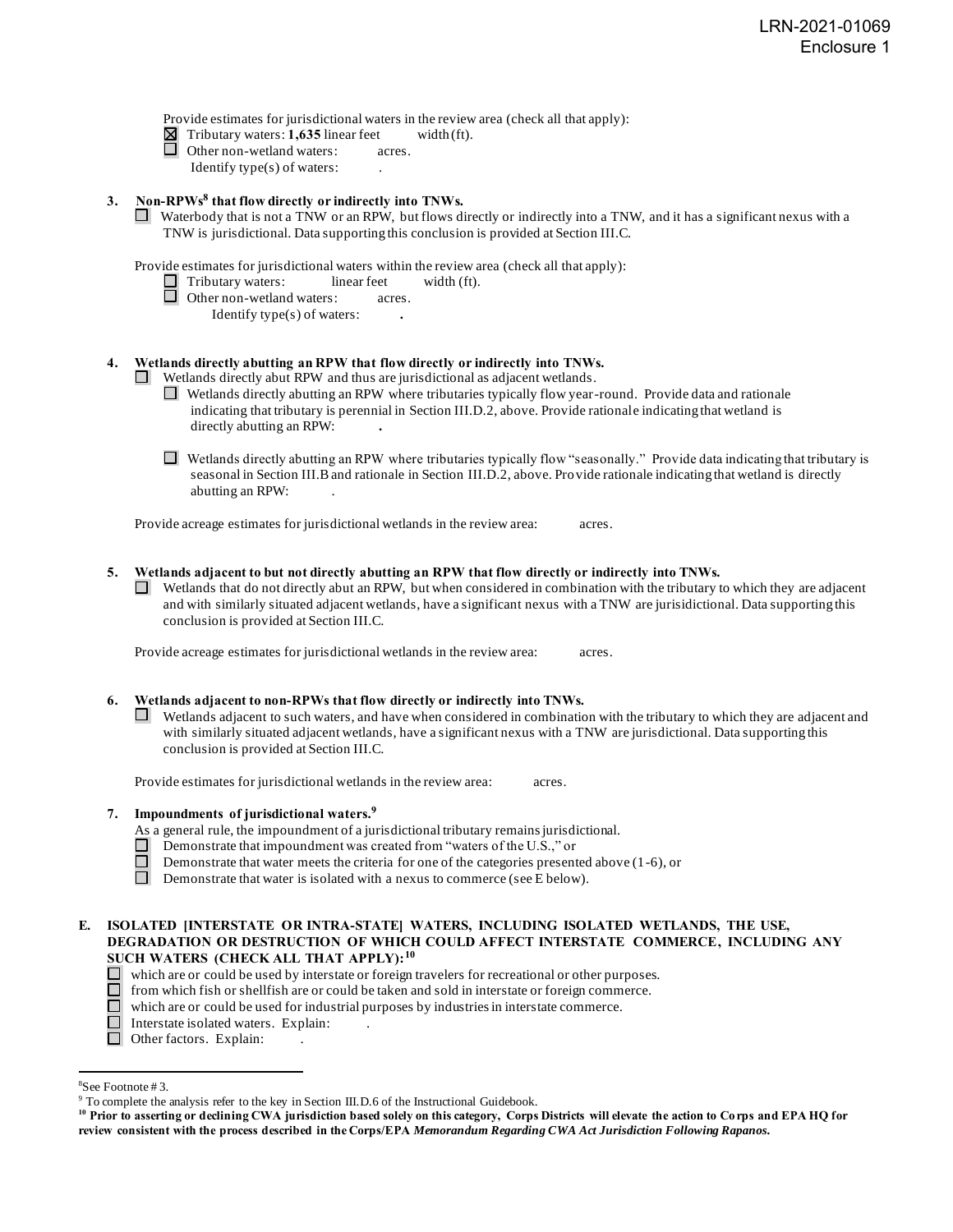Provide estimates for jurisdictional waters in the review area (check all that apply):

- ☒ Tributary waters: **1,635** linear feet width (ft).
- ☐ Other non-wetland waters: acres.
  Identify type(s) of waters: .

**3. Non-RPWs[8] that flow directly or indirectly into TNWs.**

☐ Waterbody that is not a TNW or an RPW, but flows directly or indirectly into a TNW, and it has a significant nexus with a TNW is jurisdictional. Data supporting this conclusion is provided at Section III.C.

Provide estimates for jurisdictional waters within the review area (check all that apply):

- ☐ Tributary waters: linear feet width (ft).
- ☐ Other non-wetland waters: acres.
  Identify type(s) of waters: **.**

**4. Wetlands directly abutting an RPW that flow directly or indirectly into TNWs.**

☐ Wetlands directly abut RPW and thus are jurisdictional as adjacent wetlands.

- ☐ Wetlands directly abutting an RPW where tributaries typically flow year-round. Provide data and rationale indicating that tributary is perennial in Section III.D.2, above. Provide rationale indicating that wetland is directly abutting an RPW: **.**
- ☐ Wetlands directly abutting an RPW where tributaries typically flow "seasonally." Provide data indicating that tributary is seasonal in Section III.B and rationale in Section III.D.2, above. Provide rationale indicating that wetland is directly abutting an RPW: .

Provide acreage estimates for jurisdictional wetlands in the review area: acres.

**5. Wetlands adjacent to but not directly abutting an RPW that flow directly or indirectly into TNWs.**

☐ Wetlands that do not directly abut an RPW, but when considered in combination with the tributary to which they are adjacent and with similarly situated adjacent wetlands, have a significant nexus with a TNW are jurisidictional. Data supporting this conclusion is provided at Section III.C.

Provide acreage estimates for jurisdictional wetlands in the review area: acres.

**6. Wetlands adjacent to non-RPWs that flow directly or indirectly into TNWs.**

☐ Wetlands adjacent to such waters, and have when considered in combination with the tributary to which they are adjacent and with similarly situated adjacent wetlands, have a significant nexus with a TNW are jurisdictional. Data supporting this conclusion is provided at Section III.C.

Provide estimates for jurisdictional wetlands in the review area: acres.

**7. Impoundments of jurisdictional waters.[9]**

As a general rule, the impoundment of a jurisdictional tributary remains jurisdictional.

- ☐ Demonstrate that impoundment was created from "waters of the U.S.," or
- ☐ Demonstrate that water meets the criteria for one of the categories presented above (1-6), or
- ☐ Demonstrate that water is isolated with a nexus to commerce (see E below).

**E. ISOLATED [INTERSTATE OR INTRA-STATE] WATERS, INCLUDING ISOLATED WETLANDS, THE USE, DEGRADATION OR DESTRUCTION OF WHICH COULD AFFECT INTERSTATE COMMERCE, INCLUDING ANY SUCH WATERS (CHECK ALL THAT APPLY):[10]**

- ☐ which are or could be used by interstate or foreign travelers for recreational or other purposes.
- ☐ from which fish or shellfish are or could be taken and sold in interstate or foreign commerce.
- ☐ which are or could be used for industrial purposes by industries in interstate commerce.
- ☐ Interstate isolated waters. Explain: .
- ☐ Other factors. Explain: .

---

[8] See Footnote # 3.

[9] To complete the analysis refer to the key in Section III.D.6 of the Instructional Guidebook.

[10] **Prior to asserting or declining CWA jurisdiction based solely on this category, Corps Districts will elevate the action to Corps and EPA HQ for review consistent with the process described in the Corps/EPA *Memorandum Regarding CWA Act Jurisdiction Following Rapanos.***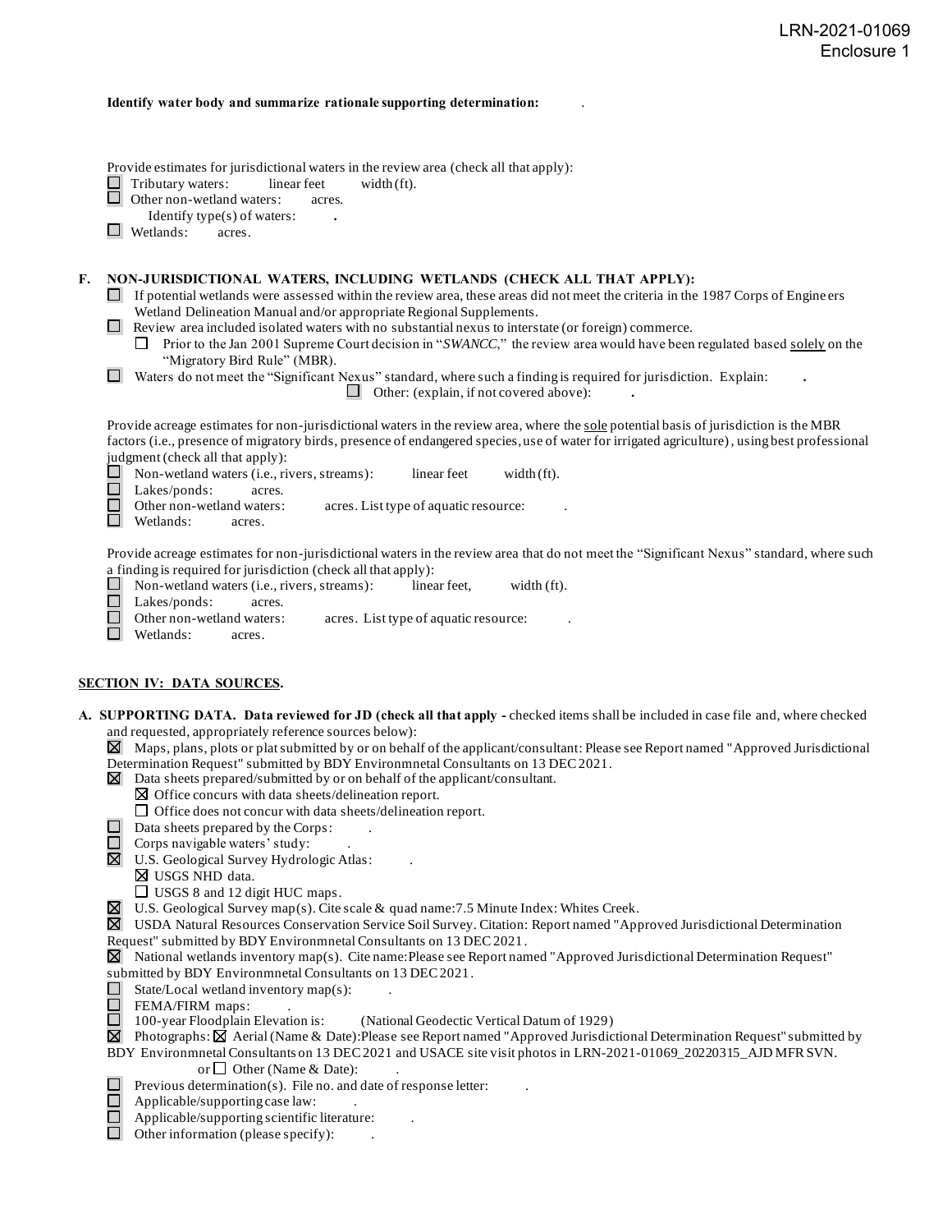LRN-2021-01069
Enclosure 1

**Identify water body and summarize rationale supporting determination:** .

Provide estimates for jurisdictional waters in the review area (check all that apply):

☐ Tributary waters: linear feet width (ft).
☐ Other non-wetland waters: acres.
Identify type(s) of waters: **.**
☐ Wetlands: acres.

**F. NON-JURISDICTIONAL WATERS, INCLUDING WETLANDS (CHECK ALL THAT APPLY):**

☐ If potential wetlands were assessed within the review area, these areas did not meet the criteria in the 1987 Corps of Engineers Wetland Delineation Manual and/or appropriate Regional Supplements.
☐ Review area included isolated waters with no substantial nexus to interstate (or foreign) commerce.
☐ Prior to the Jan 2001 Supreme Court decision in "*SWANCC*," the review area would have been regulated based solely on the "Migratory Bird Rule" (MBR).
☐ Waters do not meet the "Significant Nexus" standard, where such a finding is required for jurisdiction. Explain: **.**
☐ Other: (explain, if not covered above): **.**

Provide acreage estimates for non-jurisdictional waters in the review area, where the sole potential basis of jurisdiction is the MBR factors (i.e., presence of migratory birds, presence of endangered species, use of water for irrigated agriculture), using best professional judgment (check all that apply):

☐ Non-wetland waters (i.e., rivers, streams): linear feet width (ft).
☐ Lakes/ponds: acres.
☐ Other non-wetland waters: acres. List type of aquatic resource: .
☐ Wetlands: acres.

Provide acreage estimates for non-jurisdictional waters in the review area that do not meet the "Significant Nexus" standard, where such a finding is required for jurisdiction (check all that apply):

☐ Non-wetland waters (i.e., rivers, streams): linear feet, width (ft).
☐ Lakes/ponds: acres.
☐ Other non-wetland waters: acres. List type of aquatic resource: .
☐ Wetlands: acres.

## SECTION IV: DATA SOURCES.

**A. SUPPORTING DATA. Data reviewed for JD (check all that apply -** checked items shall be included in case file and, where checked and requested, appropriately reference sources below):

☒ Maps, plans, plots or plat submitted by or on behalf of the applicant/consultant: Please see Report named "Approved Jurisdictional Determination Request" submitted by BDY Environmnetal Consultants on 13 DEC 2021.
☒ Data sheets prepared/submitted by or on behalf of the applicant/consultant.
☒ Office concurs with data sheets/delineation report.
☐ Office does not concur with data sheets/delineation report.
☐ Data sheets prepared by the Corps: .
☐ Corps navigable waters' study: .
☒ U.S. Geological Survey Hydrologic Atlas: .
☒ USGS NHD data.
☐ USGS 8 and 12 digit HUC maps.
☒ U.S. Geological Survey map(s). Cite scale & quad name:7.5 Minute Index: Whites Creek.
☒ USDA Natural Resources Conservation Service Soil Survey. Citation: Report named "Approved Jurisdictional Determination Request" submitted by BDY Environmnetal Consultants on 13 DEC 2021.
☒ National wetlands inventory map(s). Cite name:Please see Report named "Approved Jurisdictional Determination Request" submitted by BDY Environmnetal Consultants on 13 DEC 2021.
☐ State/Local wetland inventory map(s): .
☐ FEMA/FIRM maps: .
☐ 100-year Floodplain Elevation is: (National Geodectic Vertical Datum of 1929)
☒ Photographs: ☒ Aerial (Name & Date):Please see Report named "Approved Jurisdictional Determination Request" submitted by BDY Environmnetal Consultants on 13 DEC 2021 and USACE site visit photos in LRN-2021-01069_20220315_AJD MFR SVN.
or ☐ Other (Name & Date): .
☐ Previous determination(s). File no. and date of response letter: .
☐ Applicable/supporting case law: .
☐ Applicable/supporting scientific literature: .
☐ Other information (please specify): .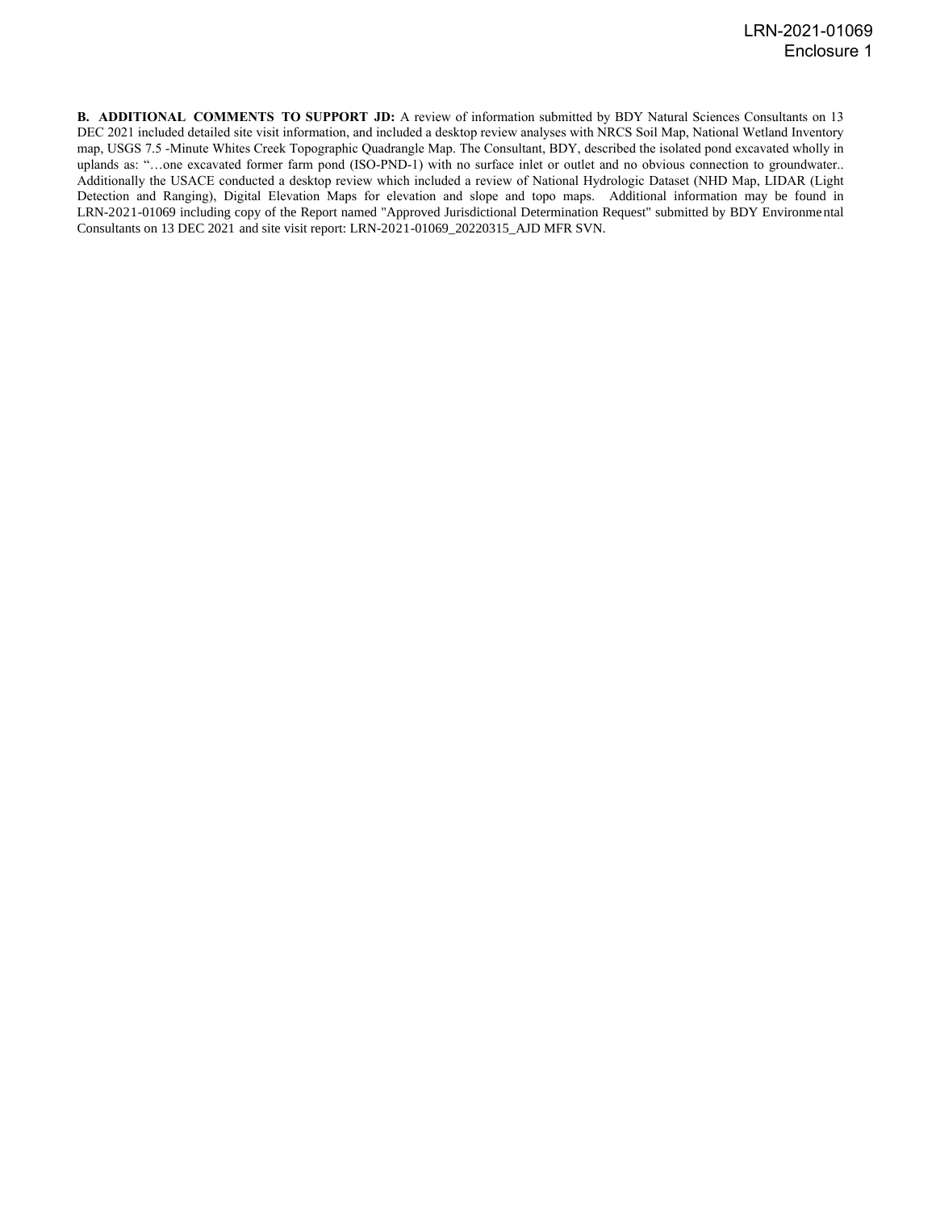**B. ADDITIONAL COMMENTS TO SUPPORT JD:** A review of information submitted by BDY Natural Sciences Consultants on 13 DEC 2021 included detailed site visit information, and included a desktop review analyses with NRCS Soil Map, National Wetland Inventory map, USGS 7.5 -Minute Whites Creek Topographic Quadrangle Map. The Consultant, BDY, described the isolated pond excavated wholly in uplands as: "…one excavated former farm pond (ISO-PND-1) with no surface inlet or outlet and no obvious connection to groundwater.. Additionally the USACE conducted a desktop review which included a review of National Hydrologic Dataset (NHD Map, LIDAR (Light Detection and Ranging), Digital Elevation Maps for elevation and slope and topo maps. Additional information may be found in LRN-2021-01069 including copy of the Report named "Approved Jurisdictional Determination Request" submitted by BDY Environmental Consultants on 13 DEC 2021 and site visit report: LRN-2021-01069_20220315_AJD MFR SVN.